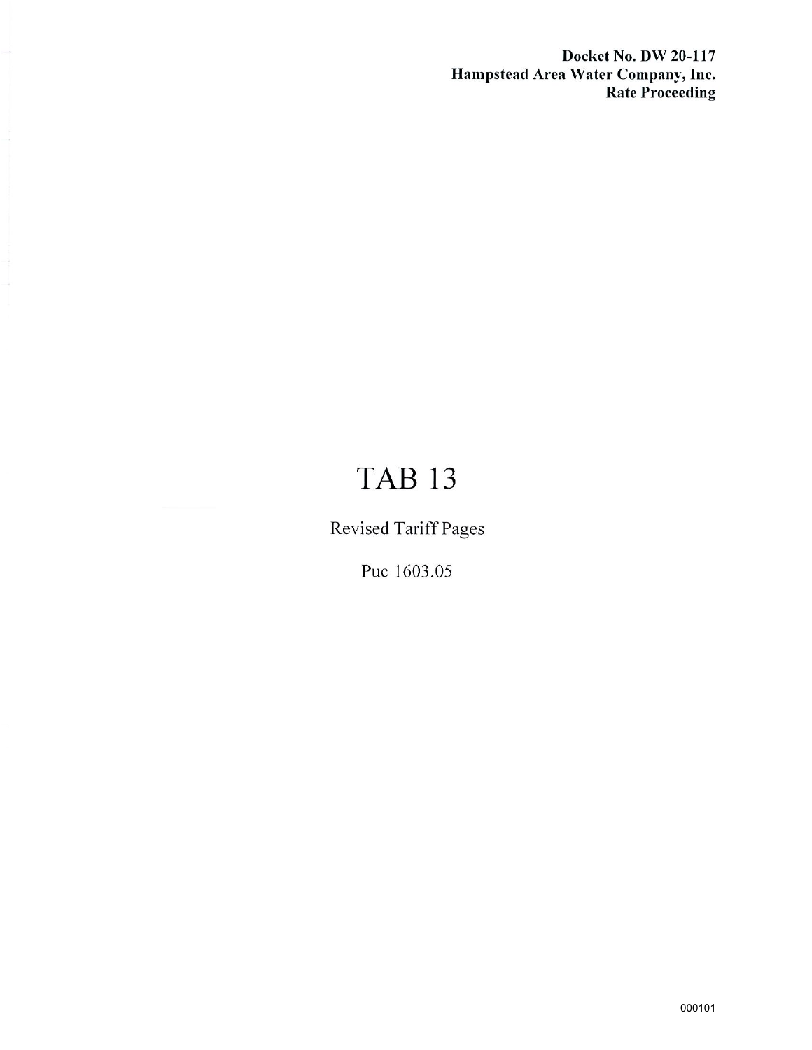**Docket No. DW 20-117**
**Hampstead Area Water Company, Inc.**
**Rate Proceeding**

# TAB 13

Revised Tariff Pages

Puc 1603.05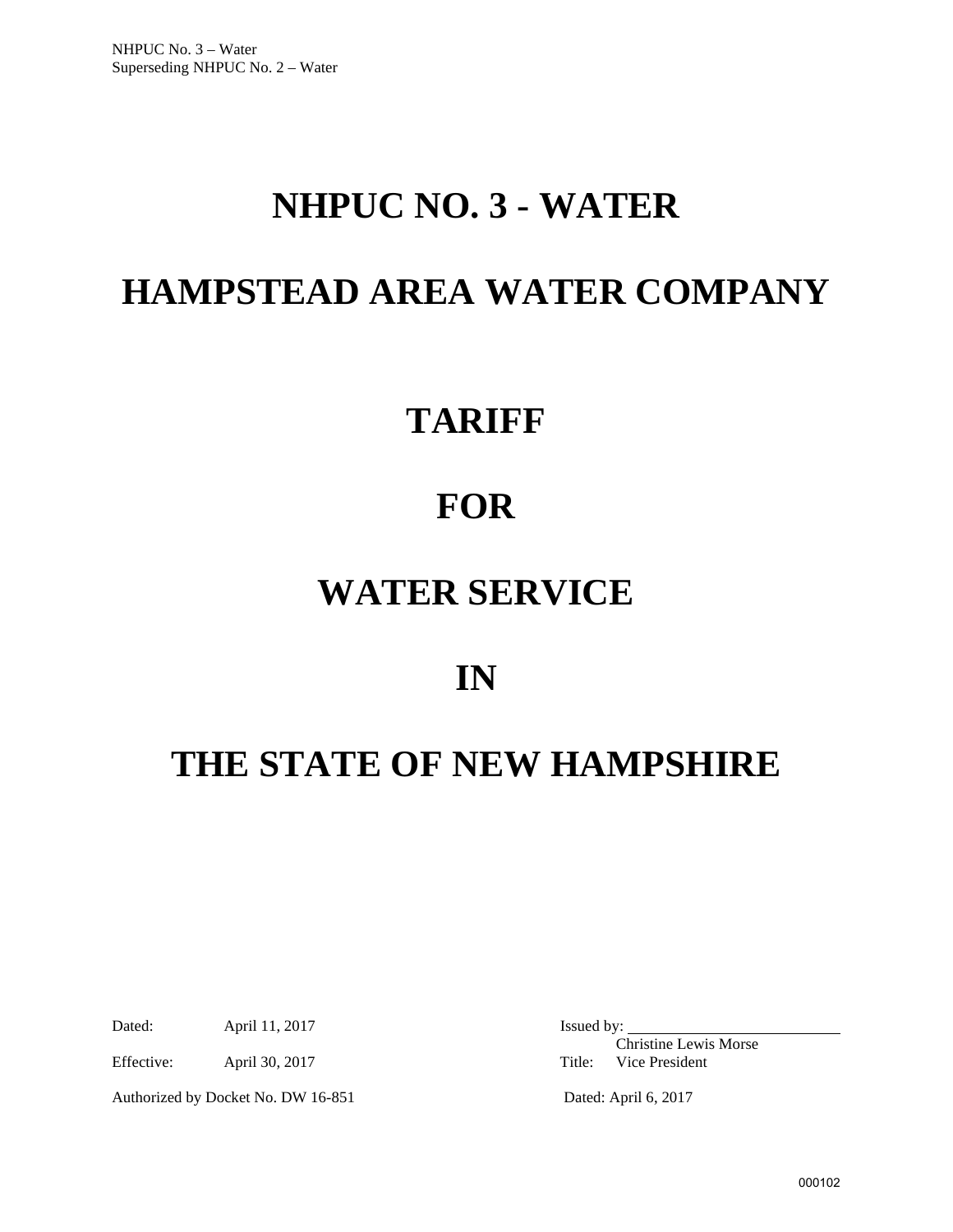NHPUC No. 3 – Water
Superseding NHPUC No. 2 – Water

# NHPUC NO. 3 - WATER

# HAMPSTEAD AREA WATER COMPANY

# TARIFF

# FOR

# WATER SERVICE

# IN

# THE STATE OF NEW HAMPSHIRE

Dated: April 11, 2017

Effective: April 30, 2017

Authorized by Docket No. DW 16-851

Issued by: ___________________________
Christine Lewis Morse
Title: Vice President

Dated: April 6, 2017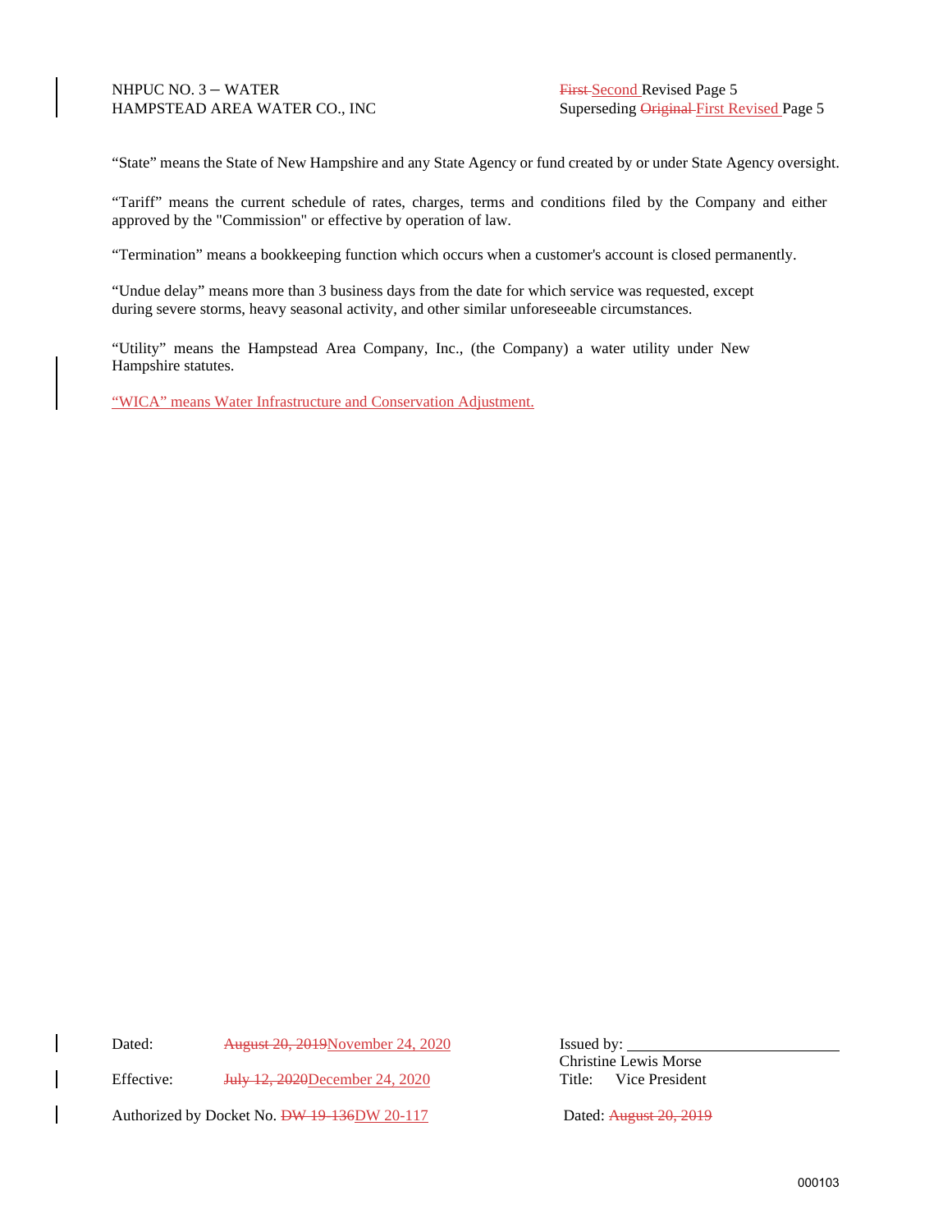NHPUC NO. 3 – WATER
HAMPSTEAD AREA WATER CO., INC

~~First~~ Second Revised Page 5
Superseding ~~Original~~ First Revised Page 5

"State" means the State of New Hampshire and any State Agency or fund created by or under State Agency oversight.

"Tariff" means the current schedule of rates, charges, terms and conditions filed by the Company and either approved by the "Commission" or effective by operation of law.

"Termination" means a bookkeeping function which occurs when a customer's account is closed permanently.

"Undue delay" means more than 3 business days from the date for which service was requested, except during severe storms, heavy seasonal activity, and other similar unforeseeable circumstances.

"Utility" means the Hampstead Area Company, Inc., (the Company) a water utility under New Hampshire statutes.

"WICA" means Water Infrastructure and Conservation Adjustment.

Dated: ~~August 20, 2019~~ November 24, 2020

Effective: ~~July 12, 2020~~ December 24, 2020

Authorized by Docket No. ~~DW 19-136~~ DW 20-117

Issued by: ___________________________
Christine Lewis Morse
Title: Vice President

Dated: ~~August 20, 2019~~

000103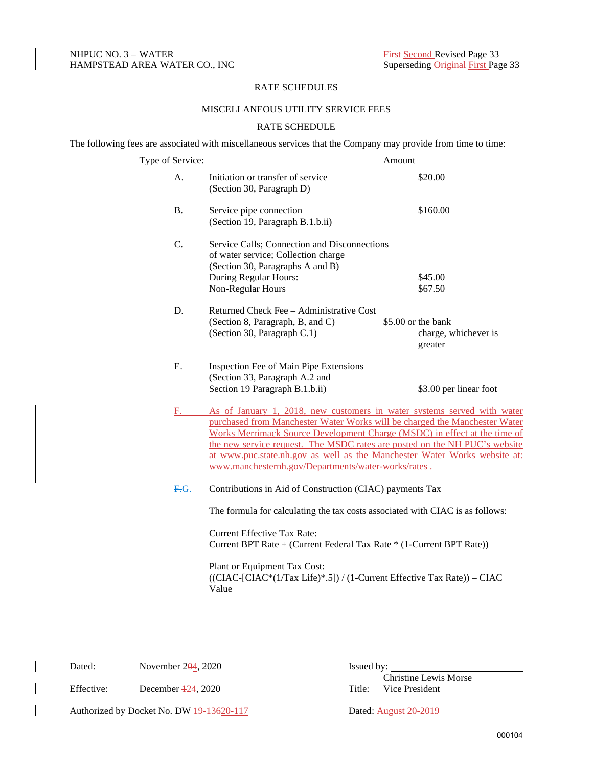NHPUC NO. 3 – WATER
HAMPSTEAD AREA WATER CO., INC

~~First~~ Second Revised Page 33
Superseding ~~Original~~ First Page 33

## RATE SCHEDULES

### MISCELLANEOUS UTILITY SERVICE FEES

### RATE SCHEDULE

The following fees are associated with miscellaneous services that the Company may provide from time to time:

| | Type of Service: | Amount |
|---|---|---|
| A. | Initiation or transfer of service (Section 30, Paragraph D) | $20.00 |
| B. | Service pipe connection (Section 19, Paragraph B.1.b.ii) | $160.00 |
| C. | Service Calls; Connection and Disconnections of water service; Collection charge (Section 30, Paragraphs A and B) | |
| | During Regular Hours: | $45.00 |
| | Non-Regular Hours | $67.50 |
| D. | Returned Check Fee – Administrative Cost (Section 8, Paragraph, B, and C) (Section 30, Paragraph C.1) | $5.00 or the bank charge, whichever is greater |
| E. | Inspection Fee of Main Pipe Extensions (Section 33, Paragraph A.2 and Section 19 Paragraph B.1.b.ii) | $3.00 per linear foot |

F. As of January 1, 2018, new customers in water systems served with water purchased from Manchester Water Works will be charged the Manchester Water Works Merrimack Source Development Charge (MSDC) in effect at the time of the new service request. The MSDC rates are posted on the NH PUC's website at www.puc.state.nh.gov as well as the Manchester Water Works website at: www.manchesternh.gov/Departments/water-works/rates .

~~F.~~ G. Contributions in Aid of Construction (CIAC) payments Tax

The formula for calculating the tax costs associated with CIAC is as follows:

Current Effective Tax Rate:
Current BPT Rate + (Current Federal Tax Rate * (1-Current BPT Rate))

Plant or Equipment Tax Cost:
((CIAC-[CIAC*(1/Tax Life)*.5]) / (1-Current Effective Tax Rate)) – CIAC Value

Dated: November 2~~0~~4, 2020

Effective: December ~~1~~24, 2020

Authorized by Docket No. DW ~~19-136~~20-117

Issued by: ______________________________
Christine Lewis Morse
Title: Vice President

Dated: ~~August 20-2019~~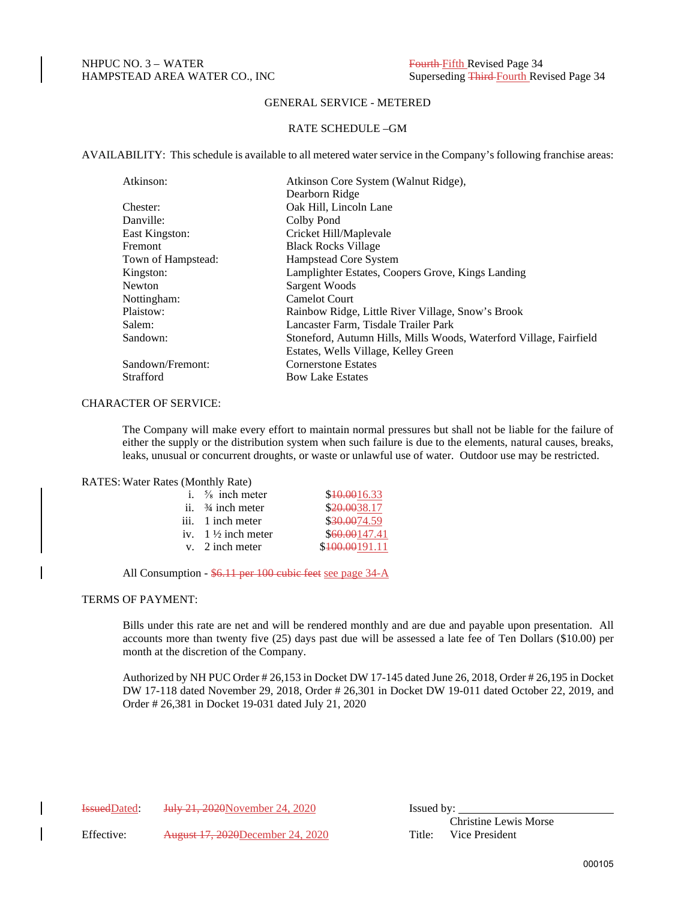NHPUC NO. 3 – WATER
HAMPSTEAD AREA WATER CO., INC

~~Fourth~~ Fifth Revised Page 34
Superseding ~~Third~~ Fourth Revised Page 34

GENERAL SERVICE - METERED

RATE SCHEDULE –GM

AVAILABILITY: This schedule is available to all metered water service in the Company's following franchise areas:

| | |
|---|---|
| Atkinson: | Atkinson Core System (Walnut Ridge), Dearborn Ridge |
| Chester: | Oak Hill, Lincoln Lane |
| Danville: | Colby Pond |
| East Kingston: | Cricket Hill/Maplevale |
| Fremont | Black Rocks Village |
| Town of Hampstead: | Hampstead Core System |
| Kingston: | Lamplighter Estates, Coopers Grove, Kings Landing |
| Newton | Sargent Woods |
| Nottingham: | Camelot Court |
| Plaistow: | Rainbow Ridge, Little River Village, Snow's Brook |
| Salem: | Lancaster Farm, Tisdale Trailer Park |
| Sandown: | Stoneford, Autumn Hills, Mills Woods, Waterford Village, Fairfield Estates, Wells Village, Kelley Green |
| Sandown/Fremont: | Cornerstone Estates |
| Strafford | Bow Lake Estates |

CHARACTER OF SERVICE:

The Company will make every effort to maintain normal pressures but shall not be liable for the failure of either the supply or the distribution system when such failure is due to the elements, natural causes, breaks, leaks, unusual or concurrent droughts, or waste or unlawful use of water. Outdoor use may be restricted.

RATES: Water Rates (Monthly Rate)

| | | |
|---|---|---|
| i. | ⅝ inch meter | $~~10.00~~16.33 |
| ii. | ¾ inch meter | $~~20.00~~38.17 |
| iii. | 1 inch meter | $~~30.00~~74.59 |
| iv. | 1 ½ inch meter | $~~60.00~~147.41 |
| v. | 2 inch meter | $~~100.00~~191.11 |

All Consumption - ~~$6.11 per 100 cubic feet~~ see page 34-A

TERMS OF PAYMENT:

Bills under this rate are net and will be rendered monthly and are due and payable upon presentation. All accounts more than twenty five (25) days past due will be assessed a late fee of Ten Dollars ($10.00) per month at the discretion of the Company.

Authorized by NH PUC Order # 26,153 in Docket DW 17-145 dated June 26, 2018, Order # 26,195 in Docket DW 17-118 dated November 29, 2018, Order # 26,301 in Docket DW 19-011 dated October 22, 2019, and Order # 26,381 in Docket 19-031 dated July 21, 2020

~~Issued~~Dated: ~~July 21, 2020~~November 24, 2020

Effective: ~~August 17, 2020~~December 24, 2020

Issued by: ____________________
Christine Lewis Morse
Title: Vice President

000105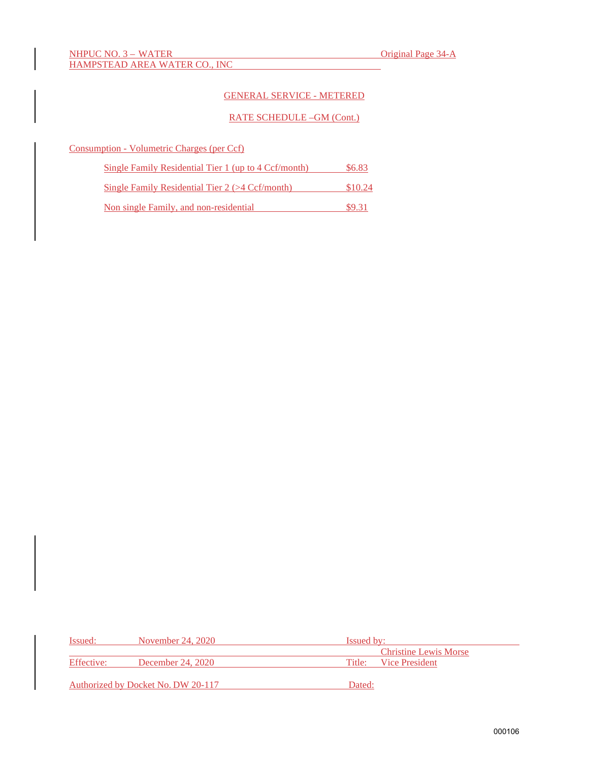NHPUC NO. 3 – WATER Original Page 34-A
HAMPSTEAD AREA WATER CO., INC

## GENERAL SERVICE - METERED

## RATE SCHEDULE –GM (Cont.)

Consumption - Volumetric Charges (per Ccf)

| | |
|---|---|
| Single Family Residential Tier 1 (up to 4 Ccf/month) | $6.83 |
| Single Family Residential Tier 2 (>4 Ccf/month) | $10.24 |
| Non single Family, and non-residential | $9.31 |

| | | | |
|---|---|---|---|
| Issued: | November 24, 2020 | Issued by: | Christine Lewis Morse |
| Effective: | December 24, 2020 | Title: | Vice President |

Authorized by Docket No. DW 20-117 Dated: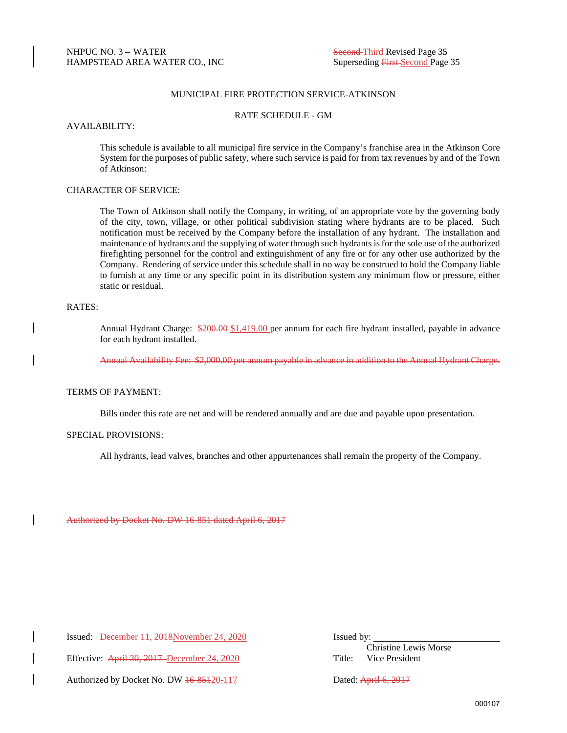NHPUC NO. 3 – WATER
HAMPSTEAD AREA WATER CO., INC

~~Second~~ Third Revised Page 35
Superseding ~~First~~ Second Page 35

MUNICIPAL FIRE PROTECTION SERVICE-ATKINSON

RATE SCHEDULE - GM

AVAILABILITY:

This schedule is available to all municipal fire service in the Company's franchise area in the Atkinson Core System for the purposes of public safety, where such service is paid for from tax revenues by and of the Town of Atkinson:

CHARACTER OF SERVICE:

The Town of Atkinson shall notify the Company, in writing, of an appropriate vote by the governing body of the city, town, village, or other political subdivision stating where hydrants are to be placed. Such notification must be received by the Company before the installation of any hydrant. The installation and maintenance of hydrants and the supplying of water through such hydrants is for the sole use of the authorized firefighting personnel for the control and extinguishment of any fire or for any other use authorized by the Company. Rendering of service under this schedule shall in no way be construed to hold the Company liable to furnish at any time or any specific point in its distribution system any minimum flow or pressure, either static or residual.

RATES:

Annual Hydrant Charge: ~~$200.00~~ $1,419.00 per annum for each fire hydrant installed, payable in advance for each hydrant installed.

~~Annual Availability Fee: $2,000.00 per annum payable in advance in addition to the Annual Hydrant Charge.~~

TERMS OF PAYMENT:

Bills under this rate are net and will be rendered annually and are due and payable upon presentation.

SPECIAL PROVISIONS:

All hydrants, lead valves, branches and other appurtenances shall remain the property of the Company.

~~Authorized by Docket No. DW 16-851 dated April 6, 2017~~

Issued: ~~December 11, 2018~~ November 24, 2020

Effective: ~~April 30, 2017~~ December 24, 2020

Authorized by Docket No. DW ~~16-851~~ 20-117

Issued by: ____________________
Christine Lewis Morse
Title: Vice President

Dated: ~~April 6, 2017~~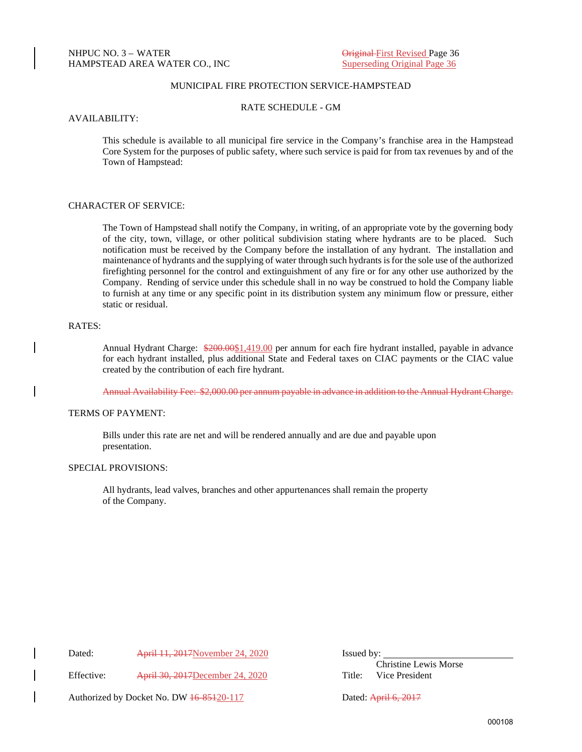NHPUC NO. 3 – WATER
HAMPSTEAD AREA WATER CO., INC

~~Original~~ First Revised Page 36
Superseding Original Page 36

## MUNICIPAL FIRE PROTECTION SERVICE-HAMPSTEAD

### RATE SCHEDULE - GM

AVAILABILITY:

This schedule is available to all municipal fire service in the Company's franchise area in the Hampstead Core System for the purposes of public safety, where such service is paid for from tax revenues by and of the Town of Hampstead:

CHARACTER OF SERVICE:

The Town of Hampstead shall notify the Company, in writing, of an appropriate vote by the governing body of the city, town, village, or other political subdivision stating where hydrants are to be placed. Such notification must be received by the Company before the installation of any hydrant. The installation and maintenance of hydrants and the supplying of water through such hydrants is for the sole use of the authorized firefighting personnel for the control and extinguishment of any fire or for any other use authorized by the Company. Rending of service under this schedule shall in no way be construed to hold the Company liable to furnish at any time or any specific point in its distribution system any minimum flow or pressure, either static or residual.

RATES:

Annual Hydrant Charge: ~~$200.00~~$1,419.00 per annum for each fire hydrant installed, payable in advance for each hydrant installed, plus additional State and Federal taxes on CIAC payments or the CIAC value created by the contribution of each fire hydrant.

~~Annual Availability Fee: $2,000.00 per annum payable in advance in addition to the Annual Hydrant Charge.~~

TERMS OF PAYMENT:

Bills under this rate are net and will be rendered annually and are due and payable upon presentation.

SPECIAL PROVISIONS:

All hydrants, lead valves, branches and other appurtenances shall remain the property of the Company.

Dated: ~~April 11, 2017~~November 24, 2020

Effective: ~~April 30, 2017~~December 24, 2020

Authorized by Docket No. DW ~~16-851~~20-117

Issued by: ____________________
Christine Lewis Morse
Title: Vice President

Dated: ~~April 6, 2017~~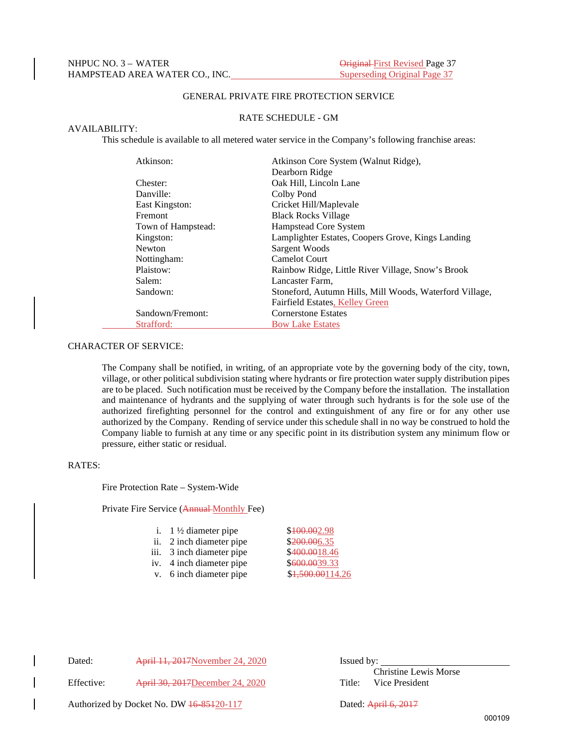NHPUC NO. 3 – WATER
HAMPSTEAD AREA WATER CO., INC.

~~Original~~ First Revised Page 37
Superseding Original Page 37

GENERAL PRIVATE FIRE PROTECTION SERVICE

RATE SCHEDULE - GM

AVAILABILITY:

This schedule is available to all metered water service in the Company's following franchise areas:

| | |
|---|---|
| Atkinson: | Atkinson Core System (Walnut Ridge), Dearborn Ridge |
| Chester: | Oak Hill, Lincoln Lane |
| Danville: | Colby Pond |
| East Kingston: | Cricket Hill/Maplevale |
| Fremont | Black Rocks Village |
| Town of Hampstead: | Hampstead Core System |
| Kingston: | Lamplighter Estates, Coopers Grove, Kings Landing |
| Newton | Sargent Woods |
| Nottingham: | Camelot Court |
| Plaistow: | Rainbow Ridge, Little River Village, Snow's Brook |
| Salem: | Lancaster Farm, |
| Sandown: | Stoneford, Autumn Hills, Mill Woods, Waterford Village, Fairfield Estates, Kelley Green |
| Sandown/Fremont: | Cornerstone Estates |
| Strafford: | Bow Lake Estates |

CHARACTER OF SERVICE:

The Company shall be notified, in writing, of an appropriate vote by the governing body of the city, town, village, or other political subdivision stating where hydrants or fire protection water supply distribution pipes are to be placed. Such notification must be received by the Company before the installation. The installation and maintenance of hydrants and the supplying of water through such hydrants is for the sole use of the authorized firefighting personnel for the control and extinguishment of any fire or for any other use authorized by the Company. Rending of service under this schedule shall in no way be construed to hold the Company liable to furnish at any time or any specific point in its distribution system any minimum flow or pressure, either static or residual.

RATES:

Fire Protection Rate – System-Wide

Private Fire Service (~~Annual~~ Monthly Fee)

| | | |
|---|---|---|
| i. | 1 ½ diameter pipe | $~~100.00~~2.98 |
| ii. | 2 inch diameter pipe | $~~200.00~~6.35 |
| iii. | 3 inch diameter pipe | $~~400.00~~18.46 |
| iv. | 4 inch diameter pipe | $~~600.00~~39.33 |
| v. | 6 inch diameter pipe | $~~1,500.00~~114.26 |

Dated: ~~April 11, 2017~~November 24, 2020

Effective: ~~April 30, 2017~~December 24, 2020

Authorized by Docket No. DW ~~16-851~~20-117

Issued by: ______________________
Christine Lewis Morse
Title: Vice President

Dated: ~~April 6, 2017~~

000109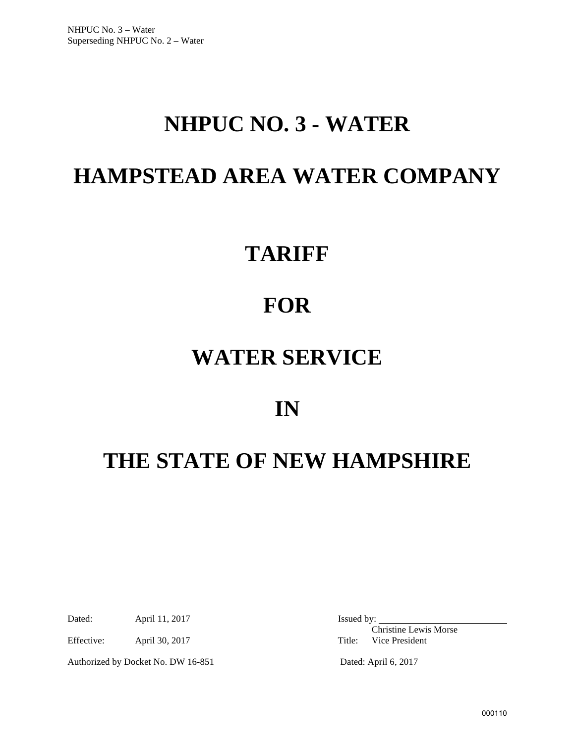NHPUC No. 3 – Water
Superseding NHPUC No. 2 – Water

# NHPUC NO. 3 - WATER

# HAMPSTEAD AREA WATER COMPANY

# TARIFF

# FOR

# WATER SERVICE

# IN

# THE STATE OF NEW HAMPSHIRE

Dated: April 11, 2017

Effective: April 30, 2017

Authorized by Docket No. DW 16-851

Issued by: ____________________
Christine Lewis Morse
Title: Vice President

Dated: April 6, 2017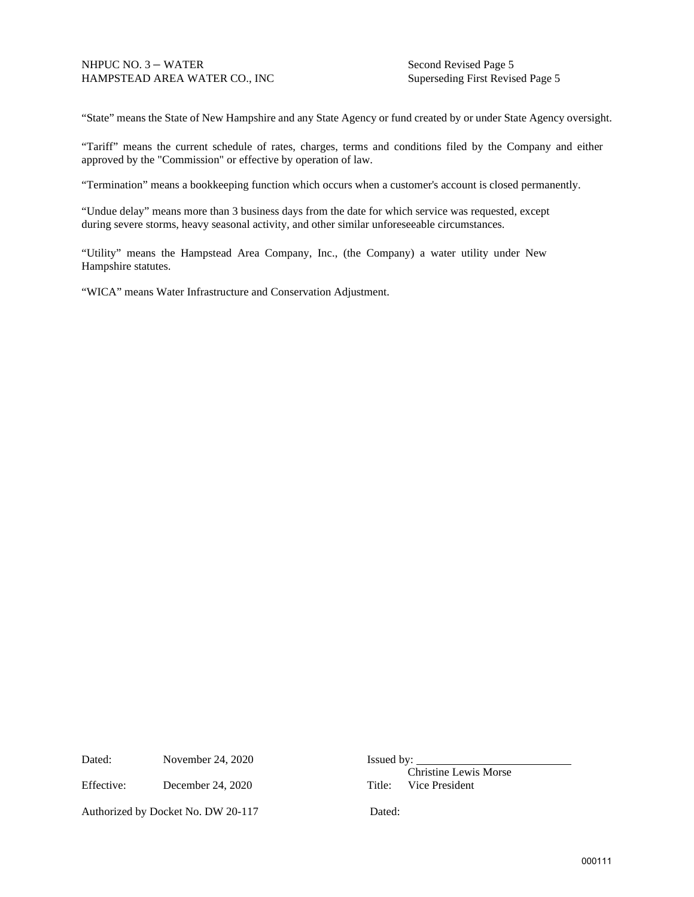"State" means the State of New Hampshire and any State Agency or fund created by or under State Agency oversight.

"Tariff" means the current schedule of rates, charges, terms and conditions filed by the Company and either approved by the "Commission" or effective by operation of law.

"Termination" means a bookkeeping function which occurs when a customer's account is closed permanently.

"Undue delay" means more than 3 business days from the date for which service was requested, except during severe storms, heavy seasonal activity, and other similar unforeseeable circumstances.

"Utility" means the Hampstead Area Company, Inc., (the Company) a water utility under New Hampshire statutes.

"WICA" means Water Infrastructure and Conservation Adjustment.

Dated: November 24, 2020

Effective: December 24, 2020

Authorized by Docket No. DW 20-117

Issued by: ____________________
Christine Lewis Morse
Title: Vice President

Dated: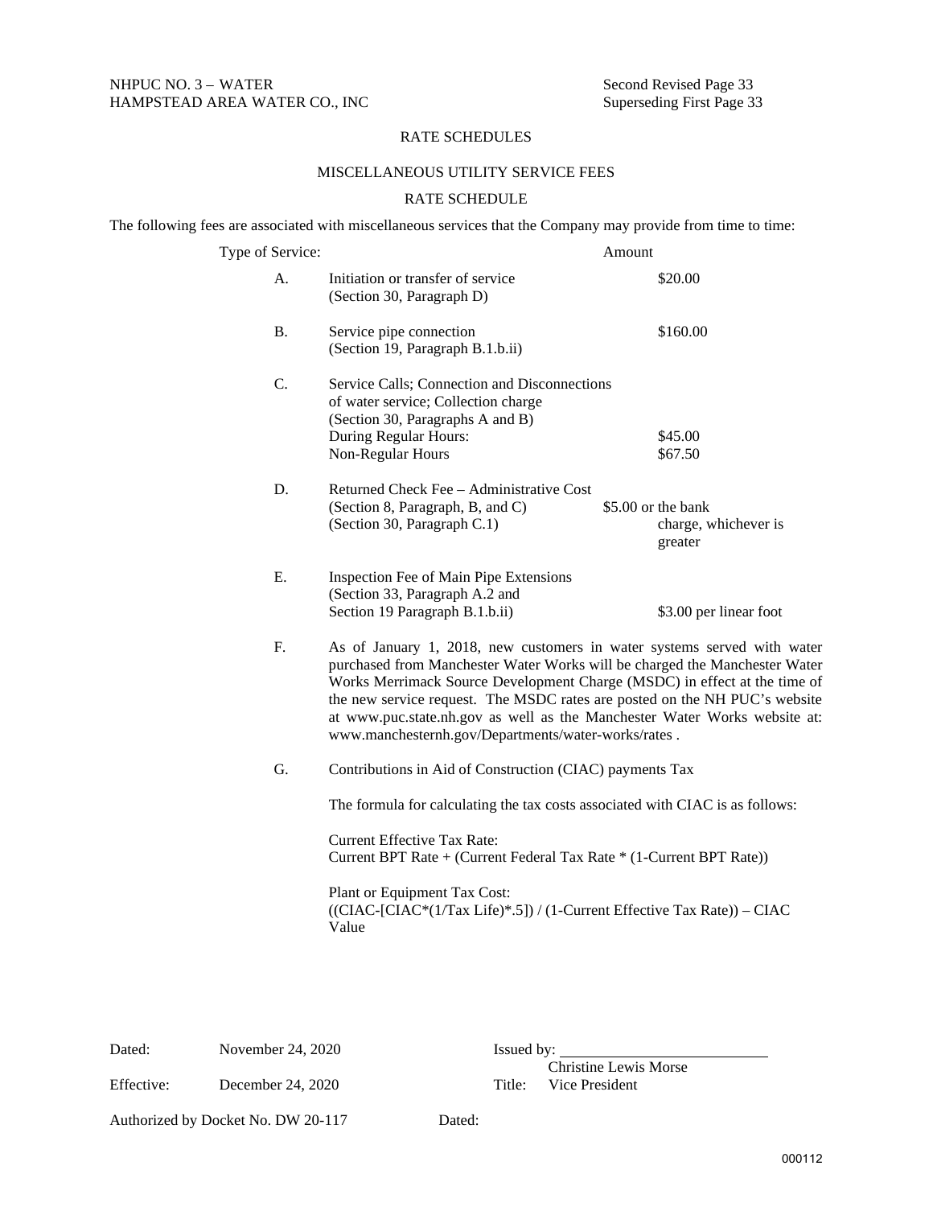NHPUC NO. 3 – WATER
HAMPSTEAD AREA WATER CO., INC

Second Revised Page 33
Superseding First Page 33

## RATE SCHEDULES

### MISCELLANEOUS UTILITY SERVICE FEES

### RATE SCHEDULE

The following fees are associated with miscellaneous services that the Company may provide from time to time:

| | Type of Service: | Amount |
|---|---|---|
| A. | Initiation or transfer of service (Section 30, Paragraph D) | $20.00 |
| B. | Service pipe connection (Section 19, Paragraph B.1.b.ii) | $160.00 |
| C. | Service Calls; Connection and Disconnections of water service; Collection charge (Section 30, Paragraphs A and B) | |
| | During Regular Hours: | $45.00 |
| | Non-Regular Hours | $67.50 |
| D. | Returned Check Fee – Administrative Cost (Section 8, Paragraph, B, and C) (Section 30, Paragraph C.1) | $5.00 or the bank charge, whichever is greater |
| E. | Inspection Fee of Main Pipe Extensions (Section 33, Paragraph A.2 and Section 19 Paragraph B.1.b.ii) | $3.00 per linear foot |

F. As of January 1, 2018, new customers in water systems served with water purchased from Manchester Water Works will be charged the Manchester Water Works Merrimack Source Development Charge (MSDC) in effect at the time of the new service request. The MSDC rates are posted on the NH PUC's website at www.puc.state.nh.gov as well as the Manchester Water Works website at: www.manchesternh.gov/Departments/water-works/rates .

G. Contributions in Aid of Construction (CIAC) payments Tax

The formula for calculating the tax costs associated with CIAC is as follows:

Current Effective Tax Rate:
Current BPT Rate + (Current Federal Tax Rate * (1-Current BPT Rate))

Plant or Equipment Tax Cost:
((CIAC-[CIAC*(1/Tax Life)*.5]) / (1-Current Effective Tax Rate)) – CIAC Value

Dated: November 24, 2020

Effective: December 24, 2020

Issued by: ____________________
Christine Lewis Morse
Title: Vice President

Authorized by Docket No. DW 20-117 Dated: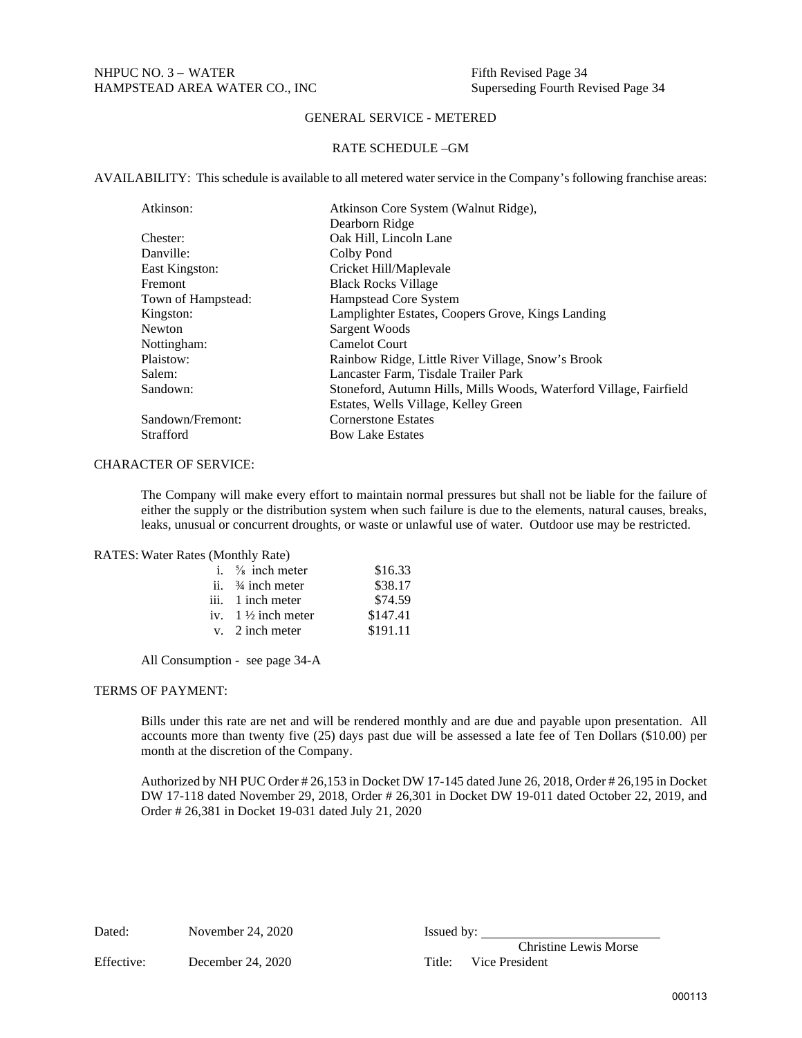NHPUC NO. 3 – WATER
HAMPSTEAD AREA WATER CO., INC

Fifth Revised Page 34
Superseding Fourth Revised Page 34

## GENERAL SERVICE - METERED

### RATE SCHEDULE –GM

AVAILABILITY: This schedule is available to all metered water service in the Company's following franchise areas:

| | |
|---|---|
| Atkinson: | Atkinson Core System (Walnut Ridge), Dearborn Ridge |
| Chester: | Oak Hill, Lincoln Lane |
| Danville: | Colby Pond |
| East Kingston: | Cricket Hill/Maplevale |
| Fremont | Black Rocks Village |
| Town of Hampstead: | Hampstead Core System |
| Kingston: | Lamplighter Estates, Coopers Grove, Kings Landing |
| Newton | Sargent Woods |
| Nottingham: | Camelot Court |
| Plaistow: | Rainbow Ridge, Little River Village, Snow's Brook |
| Salem: | Lancaster Farm, Tisdale Trailer Park |
| Sandown: | Stoneford, Autumn Hills, Mills Woods, Waterford Village, Fairfield Estates, Wells Village, Kelley Green |
| Sandown/Fremont: | Cornerstone Estates |
| Strafford | Bow Lake Estates |

CHARACTER OF SERVICE:

The Company will make every effort to maintain normal pressures but shall not be liable for the failure of either the supply or the distribution system when such failure is due to the elements, natural causes, breaks, leaks, unusual or concurrent droughts, or waste or unlawful use of water. Outdoor use may be restricted.

RATES: Water Rates (Monthly Rate)

| | | |
|---|---|---|
| i. | ⅝ inch meter | $16.33 |
| ii. | ¾ inch meter | $38.17 |
| iii. | 1 inch meter | $74.59 |
| iv. | 1 ½ inch meter | $147.41 |
| v. | 2 inch meter | $191.11 |

All Consumption - see page 34-A

TERMS OF PAYMENT:

Bills under this rate are net and will be rendered monthly and are due and payable upon presentation. All accounts more than twenty five (25) days past due will be assessed a late fee of Ten Dollars ($10.00) per month at the discretion of the Company.

Authorized by NH PUC Order # 26,153 in Docket DW 17-145 dated June 26, 2018, Order # 26,195 in Docket DW 17-118 dated November 29, 2018, Order # 26,301 in Docket DW 19-011 dated October 22, 2019, and Order # 26,381 in Docket 19-031 dated July 21, 2020

Dated: November 24, 2020

Effective: December 24, 2020

Issued by: ____________________
Christine Lewis Morse

Title: Vice President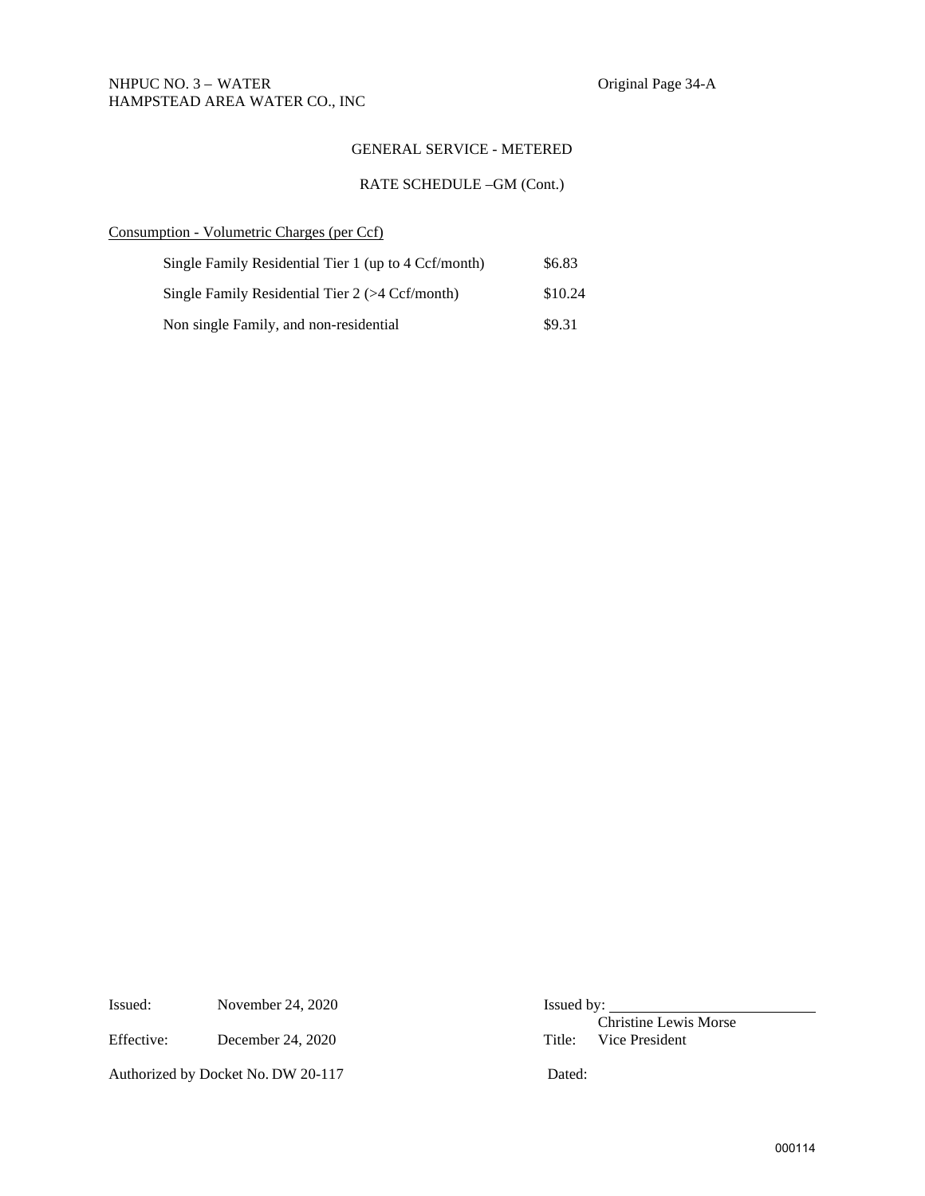NHPUC NO. 3 – WATER  
HAMPSTEAD AREA WATER CO., INC

Original Page 34-A

## GENERAL SERVICE - METERED

### RATE SCHEDULE –GM (Cont.)

Consumption - Volumetric Charges (per Ccf)

| | |
|---|---|
| Single Family Residential Tier 1 (up to 4 Ccf/month) | $6.83 |
| Single Family Residential Tier 2 (>4 Ccf/month) | $10.24 |
| Non single Family, and non-residential | $9.31 |

Issued: November 24, 2020

Effective: December 24, 2020

Authorized by Docket No. DW 20-117

Issued by: \_\_\_\_\_\_\_\_\_\_\_\_\_\_\_\_\_\_\_\_\_\_\_\_  
Christine Lewis Morse  
Title: Vice President

Dated: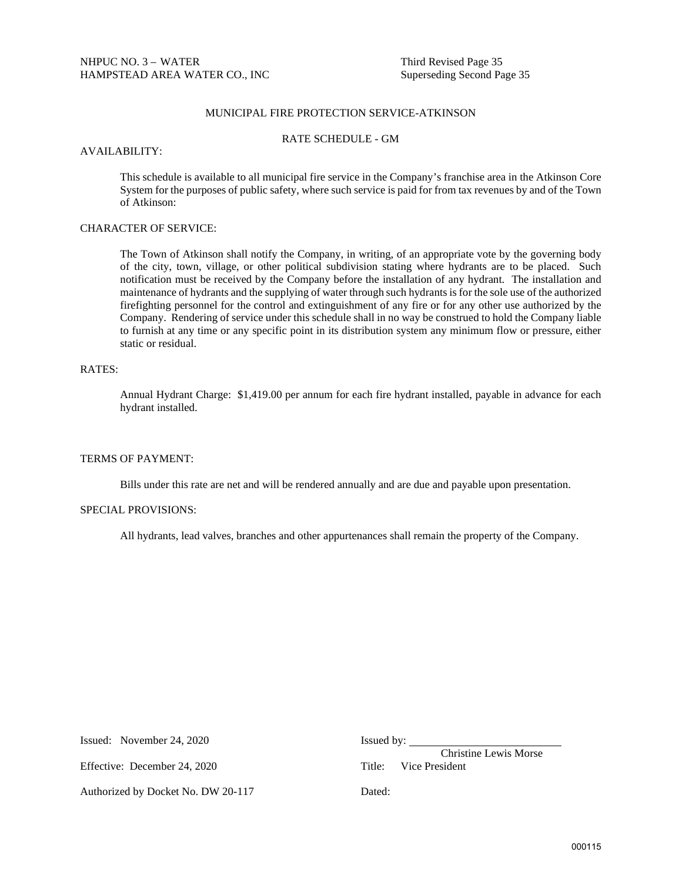NHPUC NO. 3 – WATER
HAMPSTEAD AREA WATER CO., INC

Third Revised Page 35
Superseding Second Page 35

## MUNICIPAL FIRE PROTECTION SERVICE-ATKINSON

### RATE SCHEDULE - GM

AVAILABILITY:

This schedule is available to all municipal fire service in the Company's franchise area in the Atkinson Core System for the purposes of public safety, where such service is paid for from tax revenues by and of the Town of Atkinson:

CHARACTER OF SERVICE:

The Town of Atkinson shall notify the Company, in writing, of an appropriate vote by the governing body of the city, town, village, or other political subdivision stating where hydrants are to be placed. Such notification must be received by the Company before the installation of any hydrant. The installation and maintenance of hydrants and the supplying of water through such hydrants is for the sole use of the authorized firefighting personnel for the control and extinguishment of any fire or for any other use authorized by the Company. Rendering of service under this schedule shall in no way be construed to hold the Company liable to furnish at any time or any specific point in its distribution system any minimum flow or pressure, either static or residual.

RATES:

Annual Hydrant Charge: $1,419.00 per annum for each fire hydrant installed, payable in advance for each hydrant installed.

TERMS OF PAYMENT:

Bills under this rate are net and will be rendered annually and are due and payable upon presentation.

SPECIAL PROVISIONS:

All hydrants, lead valves, branches and other appurtenances shall remain the property of the Company.

Issued: November 24, 2020

Effective: December 24, 2020

Authorized by Docket No. DW 20-117

Issued by: ____________________
Christine Lewis Morse
Title: Vice President

Dated: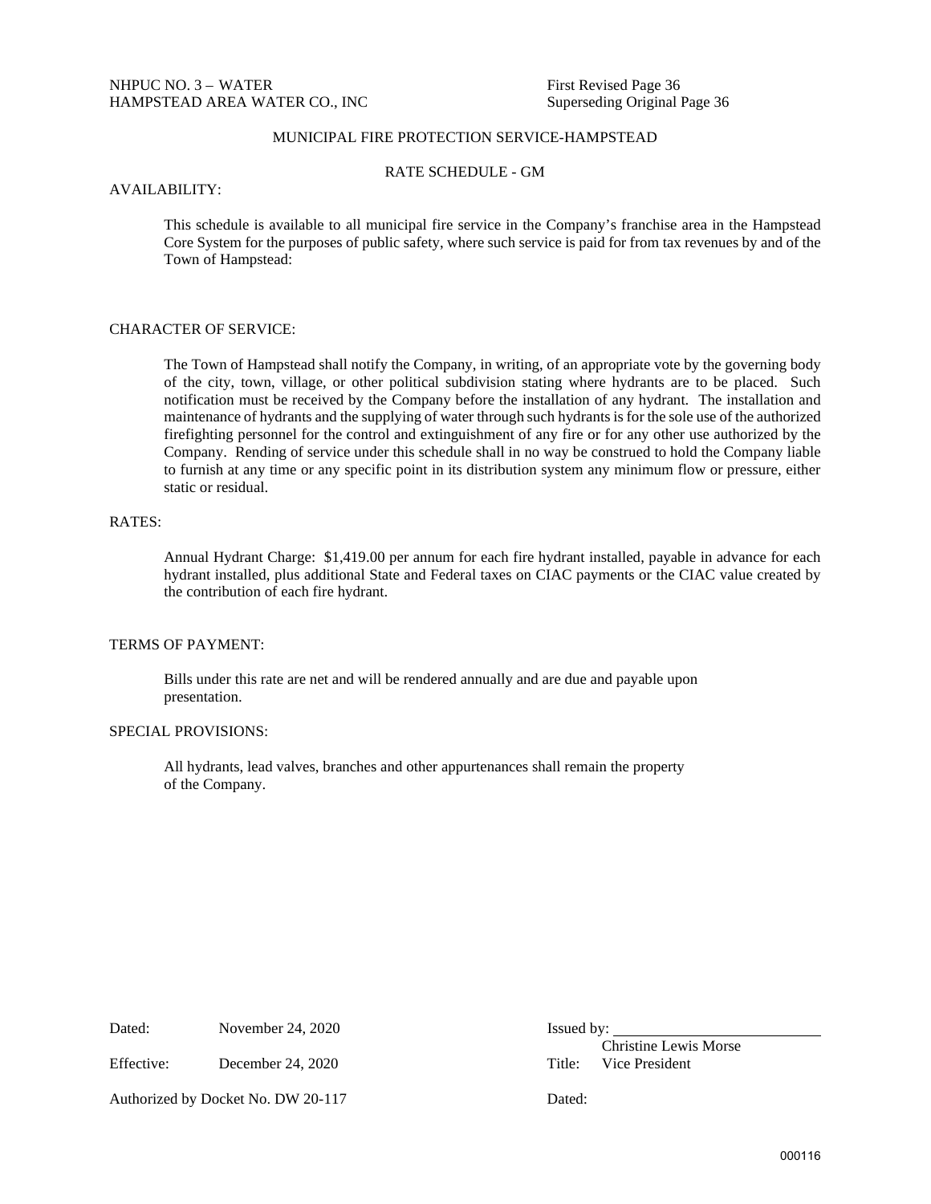NHPUC NO. 3 – WATER
HAMPSTEAD AREA WATER CO., INC

First Revised Page 36
Superseding Original Page 36

## MUNICIPAL FIRE PROTECTION SERVICE-HAMPSTEAD

### RATE SCHEDULE - GM

AVAILABILITY:

This schedule is available to all municipal fire service in the Company's franchise area in the Hampstead Core System for the purposes of public safety, where such service is paid for from tax revenues by and of the Town of Hampstead:

CHARACTER OF SERVICE:

The Town of Hampstead shall notify the Company, in writing, of an appropriate vote by the governing body of the city, town, village, or other political subdivision stating where hydrants are to be placed. Such notification must be received by the Company before the installation of any hydrant. The installation and maintenance of hydrants and the supplying of water through such hydrants is for the sole use of the authorized firefighting personnel for the control and extinguishment of any fire or for any other use authorized by the Company. Rending of service under this schedule shall in no way be construed to hold the Company liable to furnish at any time or any specific point in its distribution system any minimum flow or pressure, either static or residual.

RATES:

Annual Hydrant Charge: $1,419.00 per annum for each fire hydrant installed, payable in advance for each hydrant installed, plus additional State and Federal taxes on CIAC payments or the CIAC value created by the contribution of each fire hydrant.

TERMS OF PAYMENT:

Bills under this rate are net and will be rendered annually and are due and payable upon presentation.

SPECIAL PROVISIONS:

All hydrants, lead valves, branches and other appurtenances shall remain the property of the Company.

Dated: November 24, 2020

Effective: December 24, 2020

Authorized by Docket No. DW 20-117

Issued by: ____________________
Christine Lewis Morse
Title: Vice President

Dated: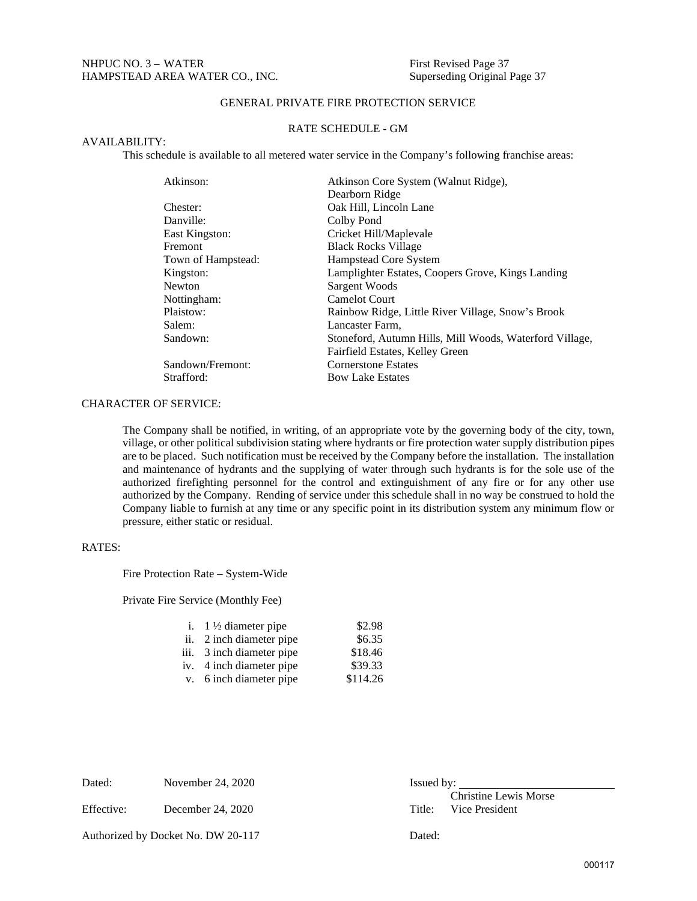NHPUC NO. 3 – WATER
HAMPSTEAD AREA WATER CO., INC.

First Revised Page 37
Superseding Original Page 37

## GENERAL PRIVATE FIRE PROTECTION SERVICE

### RATE SCHEDULE - GM

AVAILABILITY:

This schedule is available to all metered water service in the Company's following franchise areas:

| | |
|---|---|
| Atkinson: | Atkinson Core System (Walnut Ridge), Dearborn Ridge |
| Chester: | Oak Hill, Lincoln Lane |
| Danville: | Colby Pond |
| East Kingston: | Cricket Hill/Maplevale |
| Fremont | Black Rocks Village |
| Town of Hampstead: | Hampstead Core System |
| Kingston: | Lamplighter Estates, Coopers Grove, Kings Landing |
| Newton | Sargent Woods |
| Nottingham: | Camelot Court |
| Plaistow: | Rainbow Ridge, Little River Village, Snow's Brook |
| Salem: | Lancaster Farm, |
| Sandown: | Stoneford, Autumn Hills, Mill Woods, Waterford Village, Fairfield Estates, Kelley Green |
| Sandown/Fremont: | Cornerstone Estates |
| Strafford: | Bow Lake Estates |

CHARACTER OF SERVICE:

The Company shall be notified, in writing, of an appropriate vote by the governing body of the city, town, village, or other political subdivision stating where hydrants or fire protection water supply distribution pipes are to be placed. Such notification must be received by the Company before the installation. The installation and maintenance of hydrants and the supplying of water through such hydrants is for the sole use of the authorized firefighting personnel for the control and extinguishment of any fire or for any other use authorized by the Company. Rending of service under this schedule shall in no way be construed to hold the Company liable to furnish at any time or any specific point in its distribution system any minimum flow or pressure, either static or residual.

RATES:

Fire Protection Rate – System-Wide

Private Fire Service (Monthly Fee)

| | |
|---|---|
| i. 1 ½ diameter pipe | $2.98 |
| ii. 2 inch diameter pipe | $6.35 |
| iii. 3 inch diameter pipe | $18.46 |
| iv. 4 inch diameter pipe | $39.33 |
| v. 6 inch diameter pipe | $114.26 |

Dated: November 24, 2020

Effective: December 24, 2020

Authorized by Docket No. DW 20-117

Issued by: ____________________
Christine Lewis Morse
Title: Vice President

Dated:

000117